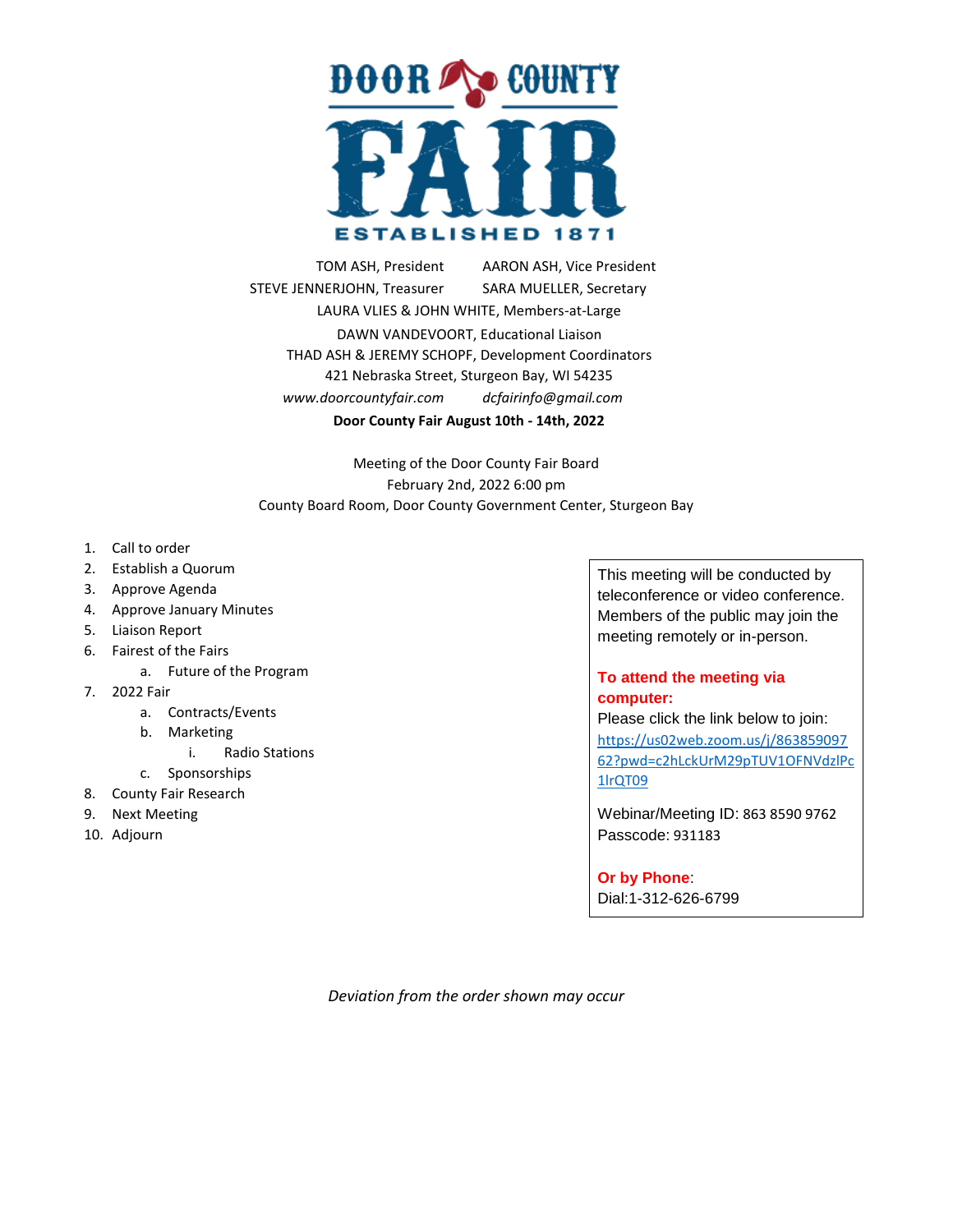# DOOR COUNTY FAIR

ESTABLISHED 1871

TOM ASH, President AARON ASH, Vice President
STEVE JENNERJOHN, Treasurer SARA MUELLER, Secretary
LAURA VLIES & JOHN WHITE, Members-at-Large
DAWN VANDEVOORT, Educational Liaison
THAD ASH & JEREMY SCHOPF, Development Coordinators
421 Nebraska Street, Sturgeon Bay, WI 54235
*www.doorcountyfair.com* *dcfairinfo@gmail.com*

**Door County Fair August 10th - 14th, 2022**

Meeting of the Door County Fair Board
February 2nd, 2022 6:00 pm
County Board Room, Door County Government Center, Sturgeon Bay

1. Call to order
2. Establish a Quorum
3. Approve Agenda
4. Approve January Minutes
5. Liaison Report
6. Fairest of the Fairs
   a. Future of the Program
7. 2022 Fair
   a. Contracts/Events
   b. Marketing
      i. Radio Stations
   c. Sponsorships
8. County Fair Research
9. Next Meeting
10. Adjourn

This meeting will be conducted by teleconference or video conference. Members of the public may join the meeting remotely or in-person.

**To attend the meeting via computer:**
Please click the link below to join:
https://us02web.zoom.us/j/86385909762?pwd=c2hLckUrM29pTUV1OFNVdzlPc1lrQT09

Webinar/Meeting ID: 863 8590 9762
Passcode: 931183

**Or by Phone**:
Dial:1-312-626-6799

*Deviation from the order shown may occur*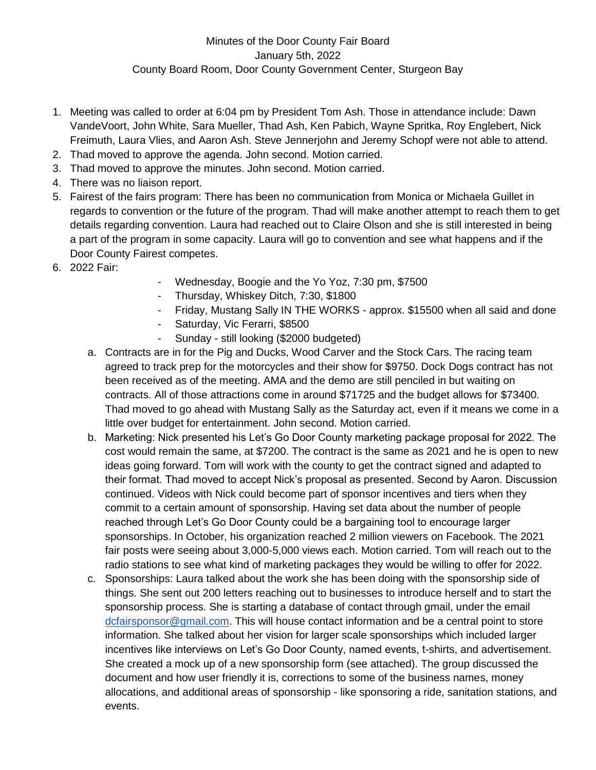Minutes of the Door County Fair Board
January 5th, 2022
County Board Room, Door County Government Center, Sturgeon Bay

1. Meeting was called to order at 6:04 pm by President Tom Ash. Those in attendance include: Dawn VandeVoort, John White, Sara Mueller, Thad Ash, Ken Pabich, Wayne Spritka, Roy Englebert, Nick Freimuth, Laura Vlies, and Aaron Ash. Steve Jennerjohn and Jeremy Schopf were not able to attend.
2. Thad moved to approve the agenda. John second. Motion carried.
3. Thad moved to approve the minutes. John second. Motion carried.
4. There was no liaison report.
5. Fairest of the fairs program: There has been no communication from Monica or Michaela Guillet in regards to convention or the future of the program. Thad will make another attempt to reach them to get details regarding convention. Laura had reached out to Claire Olson and she is still interested in being a part of the program in some capacity. Laura will go to convention and see what happens and if the Door County Fairest competes.
6. 2022 Fair:
   - Wednesday, Boogie and the Yo Yoz, 7:30 pm, $7500
   - Thursday, Whiskey Ditch, 7:30, $1800
   - Friday, Mustang Sally IN THE WORKS - approx. $15500 when all said and done
   - Saturday, Vic Ferarri, $8500
   - Sunday - still looking ($2000 budgeted)

   a. Contracts are in for the Pig and Ducks, Wood Carver and the Stock Cars. The racing team agreed to track prep for the motorcycles and their show for $9750. Dock Dogs contract has not been received as of the meeting. AMA and the demo are still penciled in but waiting on contracts. All of those attractions come in around $71725 and the budget allows for $73400. Thad moved to go ahead with Mustang Sally as the Saturday act, even if it means we come in a little over budget for entertainment. John second. Motion carried.
   b. Marketing: Nick presented his Let's Go Door County marketing package proposal for 2022. The cost would remain the same, at $7200. The contract is the same as 2021 and he is open to new ideas going forward. Tom will work with the county to get the contract signed and adapted to their format. Thad moved to accept Nick's proposal as presented. Second by Aaron. Discussion continued. Videos with Nick could become part of sponsor incentives and tiers when they commit to a certain amount of sponsorship. Having set data about the number of people reached through Let's Go Door County could be a bargaining tool to encourage larger sponsorships. In October, his organization reached 2 million viewers on Facebook. The 2021 fair posts were seeing about 3,000-5,000 views each. Motion carried. Tom will reach out to the radio stations to see what kind of marketing packages they would be willing to offer for 2022.
   c. Sponsorships: Laura talked about the work she has been doing with the sponsorship side of things. She sent out 200 letters reaching out to businesses to introduce herself and to start the sponsorship process. She is starting a database of contact through gmail, under the email dcfairsponsor@gmail.com. This will house contact information and be a central point to store information. She talked about her vision for larger scale sponsorships which included larger incentives like interviews on Let's Go Door County, named events, t-shirts, and advertisement. She created a mock up of a new sponsorship form (see attached). The group discussed the document and how user friendly it is, corrections to some of the business names, money allocations, and additional areas of sponsorship - like sponsoring a ride, sanitation stations, and events.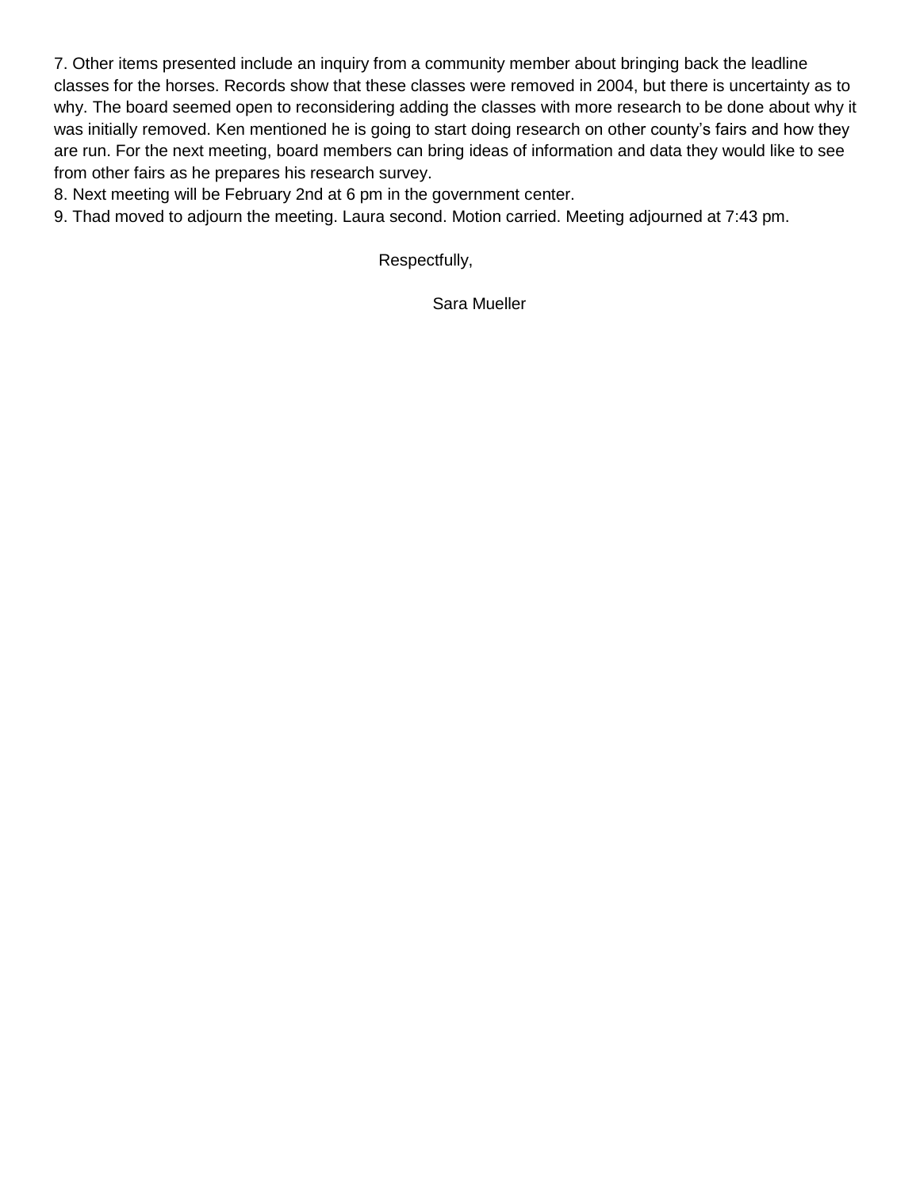7. Other items presented include an inquiry from a community member about bringing back the leadline classes for the horses. Records show that these classes were removed in 2004, but there is uncertainty as to why. The board seemed open to reconsidering adding the classes with more research to be done about why it was initially removed. Ken mentioned he is going to start doing research on other county's fairs and how they are run. For the next meeting, board members can bring ideas of information and data they would like to see from other fairs as he prepares his research survey.
8. Next meeting will be February 2nd at 6 pm in the government center.
9. Thad moved to adjourn the meeting. Laura second. Motion carried. Meeting adjourned at 7:43 pm.

Respectfully,

Sara Mueller